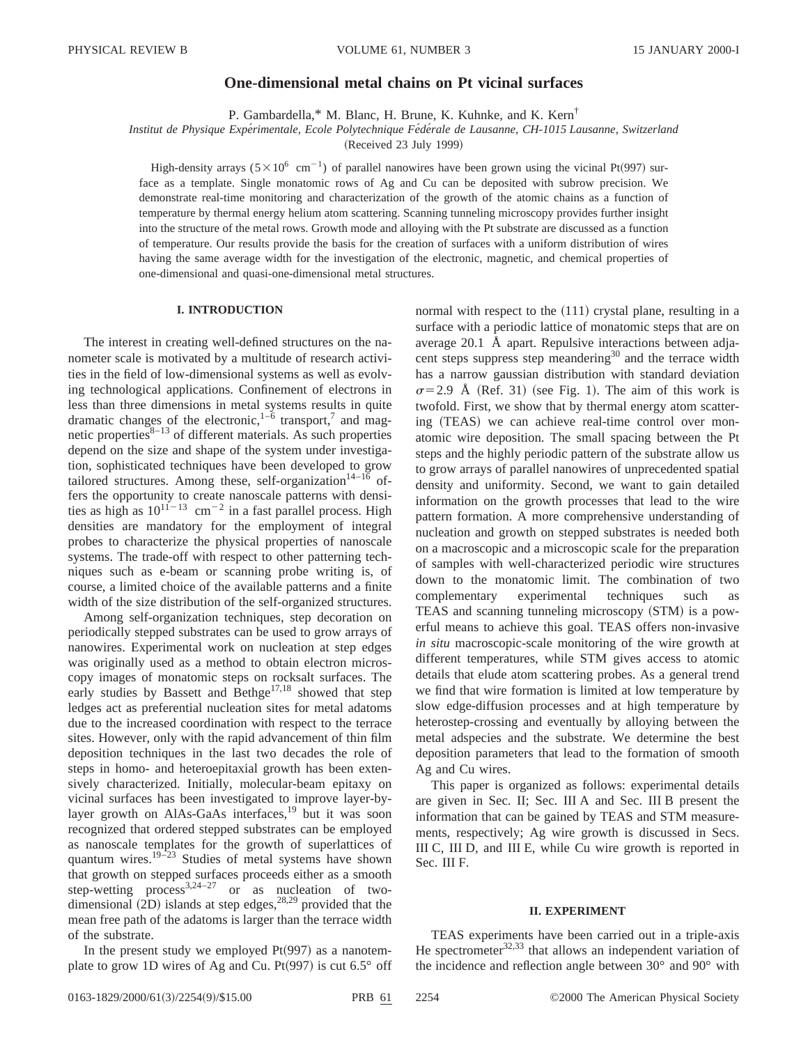# One-dimensional metal chains on Pt vicinal surfaces

P. Gambardella,* M. Blanc, H. Brune, K. Kuhnke, and K. Kern[†]

*Institut de Physique Expérimentale, Ecole Polytechnique Fédérale de Lausanne, CH-1015 Lausanne, Switzerland*

(Received 23 July 1999)

High-density arrays ($5\times10^{6}$ cm$^{-1}$) of parallel nanowires have been grown using the vicinal Pt(997) surface as a template. Single monatomic rows of Ag and Cu can be deposited with subrow precision. We demonstrate real-time monitoring and characterization of the growth of the atomic chains as a function of temperature by thermal energy helium atom scattering. Scanning tunneling microscopy provides further insight into the structure of the metal rows. Growth mode and alloying with the Pt substrate are discussed as a function of temperature. Our results provide the basis for the creation of surfaces with a uniform distribution of wires having the same average width for the investigation of the electronic, magnetic, and chemical properties of one-dimensional and quasi-one-dimensional metal structures.

## I. INTRODUCTION

The interest in creating well-defined structures on the nanometer scale is motivated by a multitude of research activities in the field of low-dimensional systems as well as evolving technological applications. Confinement of electrons in less than three dimensions in metal systems results in quite dramatic changes of the electronic,[1–6] transport,[7] and magnetic properties[8–13] of different materials. As such properties depend on the size and shape of the system under investigation, sophisticated techniques have been developed to grow tailored structures. Among these, self-organization[14–16] offers the opportunity to create nanoscale patterns with densities as high as $10^{11-13}$ cm$^{-2}$ in a fast parallel process. High densities are mandatory for the employment of integral probes to characterize the physical properties of nanoscale systems. The trade-off with respect to other patterning techniques such as e-beam or scanning probe writing is, of course, a limited choice of the available patterns and a finite width of the size distribution of the self-organized structures.

Among self-organization techniques, step decoration on periodically stepped substrates can be used to grow arrays of nanowires. Experimental work on nucleation at step edges was originally used as a method to obtain electron microscopy images of monatomic steps on rocksalt surfaces. The early studies by Bassett and Bethge[17,18] showed that step ledges act as preferential nucleation sites for metal adatoms due to the increased coordination with respect to the terrace sites. However, only with the rapid advancement of thin film deposition techniques in the last two decades the role of steps in homo- and heteroepitaxial growth has been extensively characterized. Initially, molecular-beam epitaxy on vicinal surfaces has been investigated to improve layer-by-layer growth on AlAs-GaAs interfaces,[19] but it was soon recognized that ordered stepped substrates can be employed as nanoscale templates for the growth of superlattices of quantum wires.[19–23] Studies of metal systems have shown that growth on stepped surfaces proceeds either as a smooth step-wetting process[3,24–27] or as nucleation of two-dimensional (2D) islands at step edges,[28,29] provided that the mean free path of the adatoms is larger than the terrace width of the substrate.

In the present study we employed Pt(997) as a nanotemplate to grow 1D wires of Ag and Cu. Pt(997) is cut 6.5° off normal with respect to the (111) crystal plane, resulting in a surface with a periodic lattice of monatomic steps that are on average 20.1 Å apart. Repulsive interactions between adjacent steps suppress step meandering[30] and the terrace width has a narrow gaussian distribution with standard deviation $\sigma=2.9$ Å (Ref. 31) (see Fig. 1). The aim of this work is twofold. First, we show that by thermal energy atom scattering (TEAS) we can achieve real-time control over monatomic wire deposition. The small spacing between the Pt steps and the highly periodic pattern of the substrate allow us to grow arrays of parallel nanowires of unprecedented spatial density and uniformity. Second, we want to gain detailed information on the growth processes that lead to the wire pattern formation. A more comprehensive understanding of nucleation and growth on stepped substrates is needed both on a macroscopic and a microscopic scale for the preparation of samples with well-characterized periodic wire structures down to the monatomic limit. The combination of two complementary experimental techniques such as TEAS and scanning tunneling microscopy (STM) is a powerful means to achieve this goal. TEAS offers non-invasive *in situ* macroscopic-scale monitoring of the wire growth at different temperatures, while STM gives access to atomic details that elude atom scattering probes. As a general trend we find that wire formation is limited at low temperature by slow edge-diffusion processes and at high temperature by heterostep-crossing and eventually by alloying between the metal adspecies and the substrate. We determine the best deposition parameters that lead to the formation of smooth Ag and Cu wires.

This paper is organized as follows: experimental details are given in Sec. II; Sec. III A and Sec. III B present the information that can be gained by TEAS and STM measurements, respectively; Ag wire growth is discussed in Secs. III C, III D, and III E, while Cu wire growth is reported in Sec. III F.

## II. EXPERIMENT

TEAS experiments have been carried out in a triple-axis He spectrometer[32,33] that allows an independent variation of the incidence and reflection angle between 30° and 90° with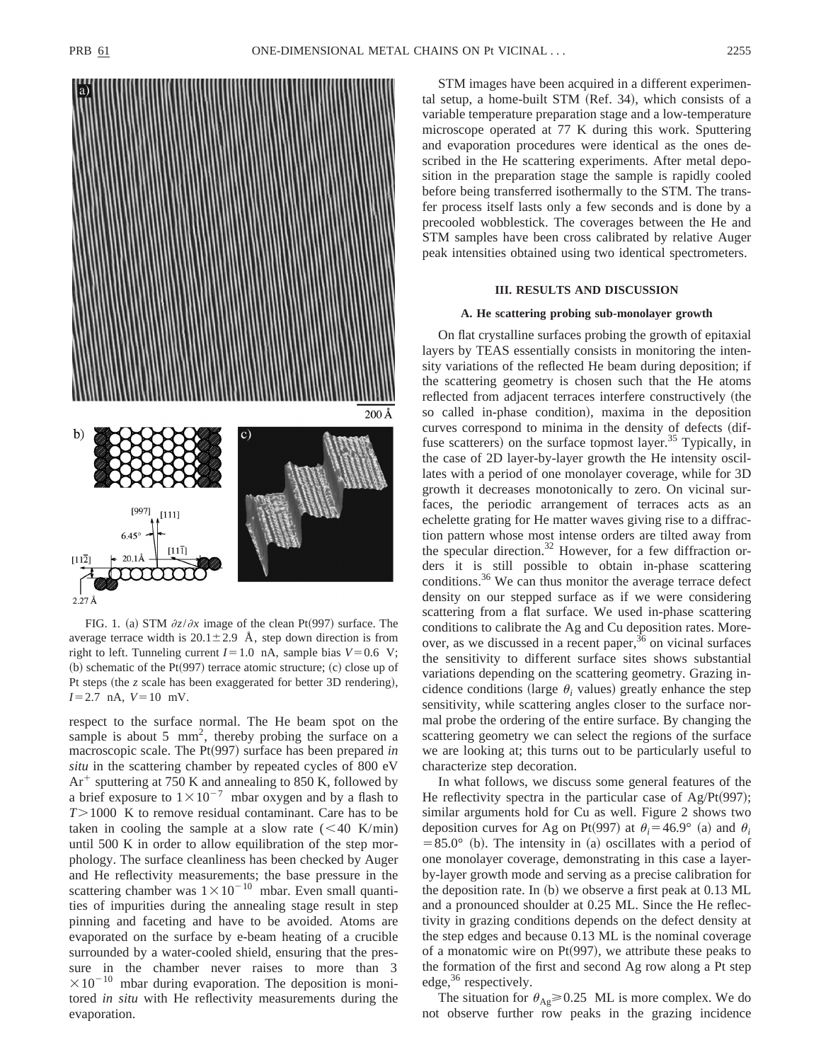FIG. 1. (a) STM $\partial z/\partial x$ image of the clean Pt(997) surface. The average terrace width is $20.1\pm2.9$ Å, step down direction is from right to left. Tunneling current $I=1.0$ nA, sample bias $V=0.6$ V; (b) schematic of the Pt(997) terrace atomic structure; (c) close up of Pt steps (the $z$ scale has been exaggerated for better 3D rendering), $I=2.7$ nA, $V=10$ mV.

respect to the surface normal. The He beam spot on the sample is about 5 mm$^2$, thereby probing the surface on a macroscopic scale. The Pt(997) surface has been prepared *in situ* in the scattering chamber by repeated cycles of 800 eV $Ar^+$ sputtering at 750 K and annealing to 850 K, followed by a brief exposure to $1\times10^{-7}$ mbar oxygen and by a flash to $T>1000$ K to remove residual contaminant. Care has to be taken in cooling the sample at a slow rate (<40 K/min) until 500 K in order to allow equilibration of the step morphology. The surface cleanliness has been checked by Auger and He reflectivity measurements; the base pressure in the scattering chamber was $1\times10^{-10}$ mbar. Even small quantities of impurities during the annealing stage result in step pinning and faceting and have to be avoided. Atoms are evaporated on the surface by e-beam heating of a crucible surrounded by a water-cooled shield, ensuring that the pressure in the chamber never raises to more than $3\times10^{-10}$ mbar during evaporation. The deposition is monitored *in situ* with He reflectivity measurements during the evaporation.

STM images have been acquired in a different experimental setup, a home-built STM (Ref. 34), which consists of a variable temperature preparation stage and a low-temperature microscope operated at 77 K during this work. Sputtering and evaporation procedures were identical as the ones described in the He scattering experiments. After metal deposition in the preparation stage the sample is rapidly cooled before being transferred isothermally to the STM. The transfer process itself lasts only a few seconds and is done by a precooled wobblestick. The coverages between the He and STM samples have been cross calibrated by relative Auger peak intensities obtained using two identical spectrometers.

## III. RESULTS AND DISCUSSION

### A. He scattering probing sub-monolayer growth

On flat crystalline surfaces probing the growth of epitaxial layers by TEAS essentially consists in monitoring the intensity variations of the reflected He beam during deposition; if the scattering geometry is chosen such that the He atoms reflected from adjacent terraces interfere constructively (the so called in-phase condition), maxima in the deposition curves correspond to minima in the density of defects (diffuse scatterers) on the surface topmost layer.[35] Typically, in the case of 2D layer-by-layer growth the He intensity oscillates with a period of one monolayer coverage, while for 3D growth it decreases monotonically to zero. On vicinal surfaces, the periodic arrangement of terraces acts as an echelette grating for He matter waves giving rise to a diffraction pattern whose most intense orders are tilted away from the specular direction.[32] However, for a few diffraction orders it is still possible to obtain in-phase scattering conditions.[36] We can thus monitor the average terrace defect density on our stepped surface as if we were considering scattering from a flat surface. We used in-phase scattering conditions to calibrate the Ag and Cu deposition rates. Moreover, as we discussed in a recent paper,[36] on vicinal surfaces the sensitivity to different surface sites shows substantial variations depending on the scattering geometry. Grazing incidence conditions (large $\theta_i$ values) greatly enhance the step sensitivity, while scattering angles closer to the surface normal probe the ordering of the entire surface. By changing the scattering geometry we can select the regions of the surface we are looking at; this turns out to be particularly useful to characterize step decoration.

In what follows, we discuss some general features of the He reflectivity spectra in the particular case of Ag/Pt(997); similar arguments hold for Cu as well. Figure 2 shows two deposition curves for Ag on Pt(997) at $\theta_i=46.9°$ (a) and $\theta_i=85.0°$ (b). The intensity in (a) oscillates with a period of one monolayer coverage, demonstrating in this case a layer-by-layer growth mode and serving as a precise calibration for the deposition rate. In (b) we observe a first peak at 0.13 ML and a pronounced shoulder at 0.25 ML. Since the He reflectivity in grazing conditions depends on the defect density at the step edges and because 0.13 ML is the nominal coverage of a monatomic wire on Pt(997), we attribute these peaks to the formation of the first and second Ag row along a Pt step edge,[36] respectively.

The situation for $\theta_{Ag}\geq0.25$ ML is more complex. We do not observe further row peaks in the grazing incidence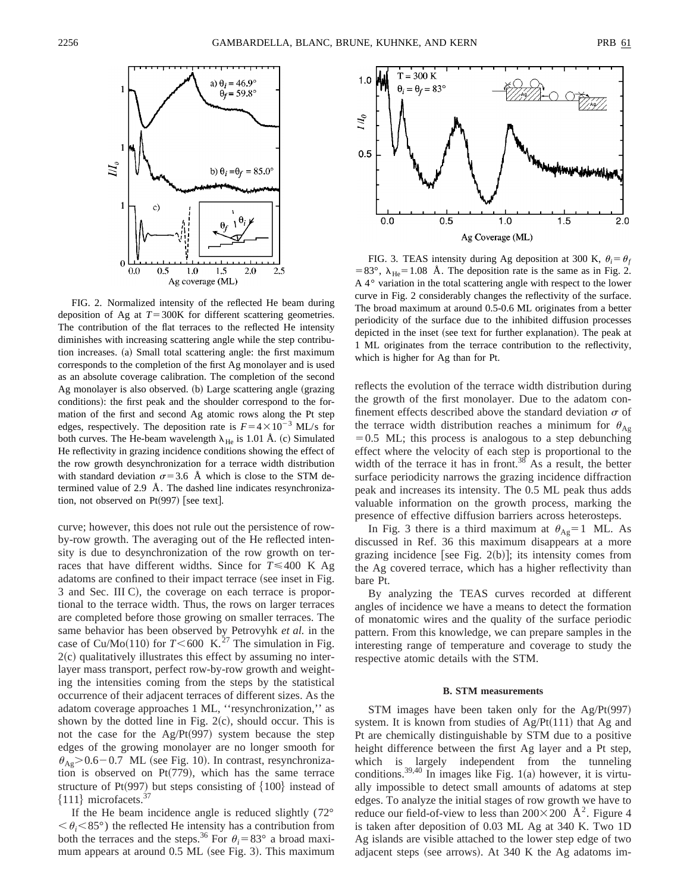FIG. 2. Normalized intensity of the reflected He beam during deposition of Ag at $T=300$K for different scattering geometries. The contribution of the flat terraces to the reflected He intensity diminishes with increasing scattering angle while the step contribution increases. (a) Small total scattering angle: the first maximum corresponds to the completion of the first Ag monolayer and is used as an absolute coverage calibration. The completion of the second Ag monolayer is also observed. (b) Large scattering angle (grazing conditions): the first peak and the shoulder correspond to the formation of the first and second Ag atomic rows along the Pt step edges, respectively. The deposition rate is $F=4\times10^{-3}$ ML/s for both curves. The He-beam wavelength $\lambda_{He}$ is 1.01 Å. (c) Simulated He reflectivity in grazing incidence conditions showing the effect of the row growth desynchronization for a terrace width distribution with standard deviation $\sigma=3.6$ Å which is close to the STM determined value of 2.9 Å. The dashed line indicates resynchronization, not observed on Pt(997) [see text].

curve; however, this does not rule out the persistence of row-by-row growth. The averaging out of the He reflected intensity is due to desynchronization of the row growth on terraces that have different widths. Since for $T\leqslant400$ K Ag adatoms are confined to their impact terrace (see inset in Fig. 3 and Sec. III C), the coverage on each terrace is proportional to the terrace width. Thus, the rows on larger terraces are completed before those growing on smaller terraces. The same behavior has been observed by Petrovyhk *et al.* in the case of Cu/Mo(110) for $T<600$ K.[27] The simulation in Fig. 2(c) qualitatively illustrates this effect by assuming no interlayer mass transport, perfect row-by-row growth and weighting the intensities coming from the steps by the statistical occurrence of their adjacent terraces of different sizes. As the adatom coverage approaches 1 ML, "resynchronization," as shown by the dotted line in Fig. 2(c), should occur. This is not the case for the Ag/Pt(997) system because the step edges of the growing monolayer are no longer smooth for $\theta_{Ag}>0.6-0.7$ ML (see Fig. 10). In contrast, resynchronization is observed on Pt(779), which has the same terrace structure of Pt(997) but steps consisting of {100} instead of {111} microfacets.[37]

If the He beam incidence angle is reduced slightly ($72°<\theta_i<85°$) the reflected He intensity has a contribution from both the terraces and the steps.[36] For $\theta_i=83°$ a broad maximum appears at around 0.5 ML (see Fig. 3). This maximum

FIG. 3. TEAS intensity during Ag deposition at 300 K, $\theta_i=\theta_f=83°$, $\lambda_{He}=1.08$ Å. The deposition rate is the same as in Fig. 2. A 4° variation in the total scattering angle with respect to the lower curve in Fig. 2 considerably changes the reflectivity of the surface. The broad maximum at around 0.5-0.6 ML originates from a better periodicity of the surface due to the inhibited diffusion processes depicted in the inset (see text for further explanation). The peak at 1 ML originates from the terrace contribution to the reflectivity, which is higher for Ag than for Pt.

reflects the evolution of the terrace width distribution during the growth of the first monolayer. Due to the adatom confinement effects described above the standard deviation $\sigma$ of the terrace width distribution reaches a minimum for $\theta_{Ag}=0.5$ ML; this process is analogous to a step debunching effect where the velocity of each step is proportional to the width of the terrace it has in front.[38] As a result, the better surface periodicity narrows the grazing incidence diffraction peak and increases its intensity. The 0.5 ML peak thus adds valuable information on the growth process, marking the presence of effective diffusion barriers across heterosteps.

In Fig. 3 there is a third maximum at $\theta_{Ag}=1$ ML. As discussed in Ref. 36 this maximum disappears at a more grazing incidence [see Fig. 2(b)]; its intensity comes from the Ag covered terrace, which has a higher reflectivity than bare Pt.

By analyzing the TEAS curves recorded at different angles of incidence we have a means to detect the formation of monatomic wires and the quality of the surface periodic pattern. From this knowledge, we can prepare samples in the interesting range of temperature and coverage to study the respective atomic details with the STM.

### B. STM measurements

STM images have been taken only for the Ag/Pt(997) system. It is known from studies of Ag/Pt(111) that Ag and Pt are chemically distinguishable by STM due to a positive height difference between the first Ag layer and a Pt step, which is largely independent from the tunneling conditions.[39,40] In images like Fig. 1(a) however, it is virtually impossible to detect small amounts of adatoms at step edges. To analyze the initial stages of row growth we have to reduce our field-of-view to less than $200\times200$ Å$^2$. Figure 4 is taken after deposition of 0.03 ML Ag at 340 K. Two 1D Ag islands are visible attached to the lower step edge of two adjacent steps (see arrows). At 340 K the Ag adatoms im-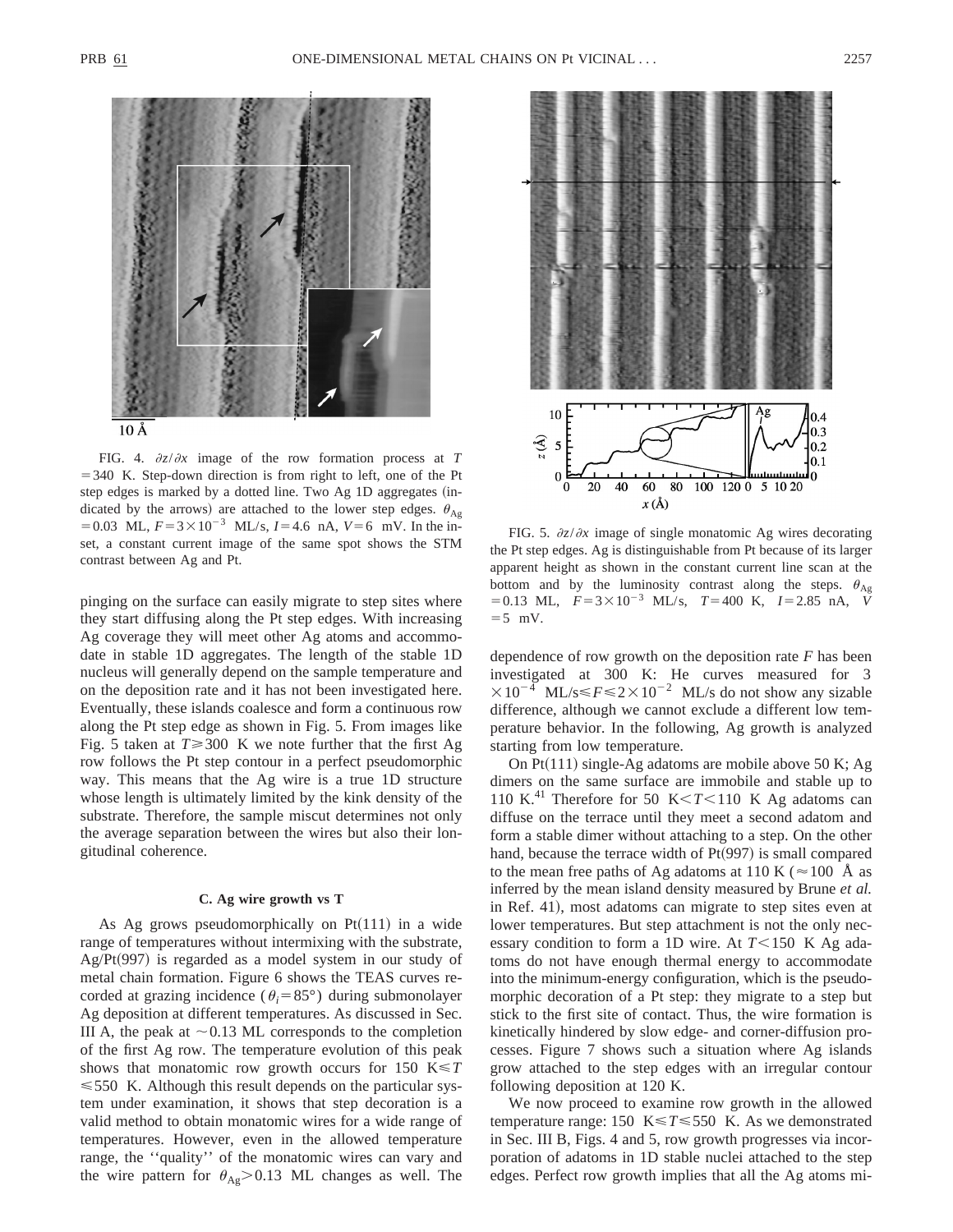FIG. 4. $\partial z/\partial x$ image of the row formation process at $T = 340$ K. Step-down direction is from right to left, one of the Pt step edges is marked by a dotted line. Two Ag 1D aggregates (indicated by the arrows) are attached to the lower step edges. $\theta_{Ag} = 0.03$ ML, $F = 3\times10^{-3}$ ML/s, $I = 4.6$ nA, $V = 6$ mV. In the inset, a constant current image of the same spot shows the STM contrast between Ag and Pt.

FIG. 5. $\partial z/\partial x$ image of single monatomic Ag wires decorating the Pt step edges. Ag is distinguishable from Pt because of its larger apparent height as shown in the constant current line scan at the bottom and by the luminosity contrast along the steps. $\theta_{Ag} = 0.13$ ML, $F = 3\times10^{-3}$ ML/s, $T = 400$ K, $I = 2.85$ nA, $V = 5$ mV.

pinging on the surface can easily migrate to step sites where they start diffusing along the Pt step edges. With increasing Ag coverage they will meet other Ag atoms and accommodate in stable 1D aggregates. The length of the stable 1D nucleus will generally depend on the sample temperature and on the deposition rate and it has not been investigated here. Eventually, these islands coalesce and form a continuous row along the Pt step edge as shown in Fig. 5. From images like Fig. 5 taken at $T \geq 300$ K we note further that the first Ag row follows the Pt step contour in a perfect pseudomorphic way. This means that the Ag wire is a true 1D structure whose length is ultimately limited by the kink density of the substrate. Therefore, the sample miscut determines not only the average separation between the wires but also their longitudinal coherence.

### C. Ag wire growth vs T

As Ag grows pseudomorphically on Pt(111) in a wide range of temperatures without intermixing with the substrate, Ag/Pt(997) is regarded as a model system in our study of metal chain formation. Figure 6 shows the TEAS curves recorded at grazing incidence ($\theta_i = 85°$) during submonolayer Ag deposition at different temperatures. As discussed in Sec. III A, the peak at $\sim 0.13$ ML corresponds to the completion of the first Ag row. The temperature evolution of this peak shows that monatomic row growth occurs for $150 \text{ K} \leq T \leq 550$ K. Although this result depends on the particular system under examination, it shows that step decoration is a valid method to obtain monatomic wires for a wide range of temperatures. However, even in the allowed temperature range, the "quality" of the monatomic wires can vary and the wire pattern for $\theta_{Ag} > 0.13$ ML changes as well. The dependence of row growth on the deposition rate $F$ has been investigated at 300 K: He curves measured for $3\times10^{-4}$ ML/s $\leq F \leq 2\times10^{-2}$ ML/s do not show any sizable difference, although we cannot exclude a different low temperature behavior. In the following, Ag growth is analyzed starting from low temperature.

On Pt(111) single-Ag adatoms are mobile above 50 K; Ag dimers on the same surface are immobile and stable up to 110 K.[41] Therefore for $50 \text{ K} < T < 110$ K Ag adatoms can diffuse on the terrace until they meet a second adatom and form a stable dimer without attaching to a step. On the other hand, because the terrace width of Pt(997) is small compared to the mean free paths of Ag adatoms at 110 K ($\approx 100$ Å as inferred by the mean island density measured by Brune *et al.* in Ref. 41), most adatoms can migrate to step sites even at lower temperatures. But step attachment is not the only necessary condition to form a 1D wire. At $T < 150$ K Ag adatoms do not have enough thermal energy to accommodate into the minimum-energy configuration, which is the pseudomorphic decoration of a Pt step: they migrate to a step but stick to the first site of contact. Thus, the wire formation is kinetically hindered by slow edge- and corner-diffusion processes. Figure 7 shows such a situation where Ag islands grow attached to the step edges with an irregular contour following deposition at 120 K.

We now proceed to examine row growth in the allowed temperature range: $150 \text{ K} \leq T \leq 550$ K. As we demonstrated in Sec. III B, Figs. 4 and 5, row growth progresses via incorporation of adatoms in 1D stable nuclei attached to the step edges. Perfect row growth implies that all the Ag atoms mi-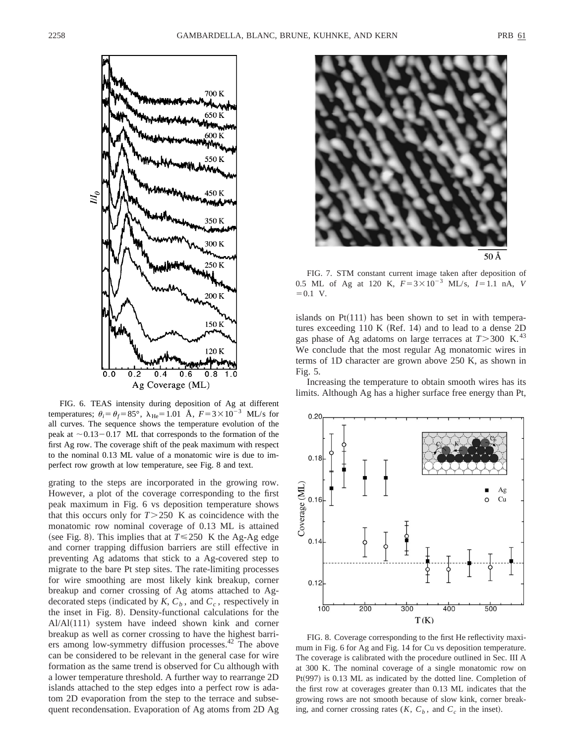FIG. 6. TEAS intensity during deposition of Ag at different temperatures; $\theta_i = \theta_f = 85°$, $\lambda_{He} = 1.01$ Å, $F = 3\times10^{-3}$ ML/s for all curves. The sequence shows the temperature evolution of the peak at $\sim 0.13-0.17$ ML that corresponds to the formation of the first Ag row. The coverage shift of the peak maximum with respect to the nominal 0.13 ML value of a monatomic wire is due to imperfect row growth at low temperature, see Fig. 8 and text.

grating to the steps are incorporated in the growing row. However, a plot of the coverage corresponding to the first peak maximum in Fig. 6 vs deposition temperature shows that this occurs only for $T > 250$ K as coincidence with the monatomic row nominal coverage of 0.13 ML is attained (see Fig. 8). This implies that at $T \leq 250$ K the Ag-Ag edge and corner trapping diffusion barriers are still effective in preventing Ag adatoms that stick to a Ag-covered step to migrate to the bare Pt step sites. The rate-limiting processes for wire smoothing are most likely kink breakup, corner breakup and corner crossing of Ag atoms attached to Ag-decorated steps (indicated by $K$, $C_b$, and $C_c$, respectively in the inset in Fig. 8). Density-functional calculations for the Al/Al(111) system have indeed shown kink and corner breakup as well as corner crossing to have the highest barriers among low-symmetry diffusion processes.[42] The above can be considered to be relevant in the general case for wire formation as the same trend is observed for Cu although with a lower temperature threshold. A further way to rearrange 2D islands attached to the step edges into a perfect row is adatom 2D evaporation from the step to the terrace and subsequent recondensation. Evaporation of Ag atoms from 2D Ag

FIG. 7. STM constant current image taken after deposition of 0.5 ML of Ag at 120 K, $F = 3\times10^{-3}$ ML/s, $I = 1.1$ nA, $V = 0.1$ V.

islands on Pt(111) has been shown to set in with temperatures exceeding 110 K (Ref. 14) and to lead to a dense 2D gas phase of Ag adatoms on large terraces at $T > 300$ K.[43] We conclude that the most regular Ag monatomic wires in terms of 1D character are grown above 250 K, as shown in Fig. 5.

Increasing the temperature to obtain smooth wires has its limits. Although Ag has a higher surface free energy than Pt,

FIG. 8. Coverage corresponding to the first He reflectivity maximum in Fig. 6 for Ag and Fig. 14 for Cu vs deposition temperature. The coverage is calibrated with the procedure outlined in Sec. III A at 300 K. The nominal coverage of a single monatomic row on Pt(997) is 0.13 ML as indicated by the dotted line. Completion of the first row at coverages greater than 0.13 ML indicates that the growing rows are not smooth because of slow kink, corner breaking, and corner crossing rates ($K$, $C_b$, and $C_c$ in the inset).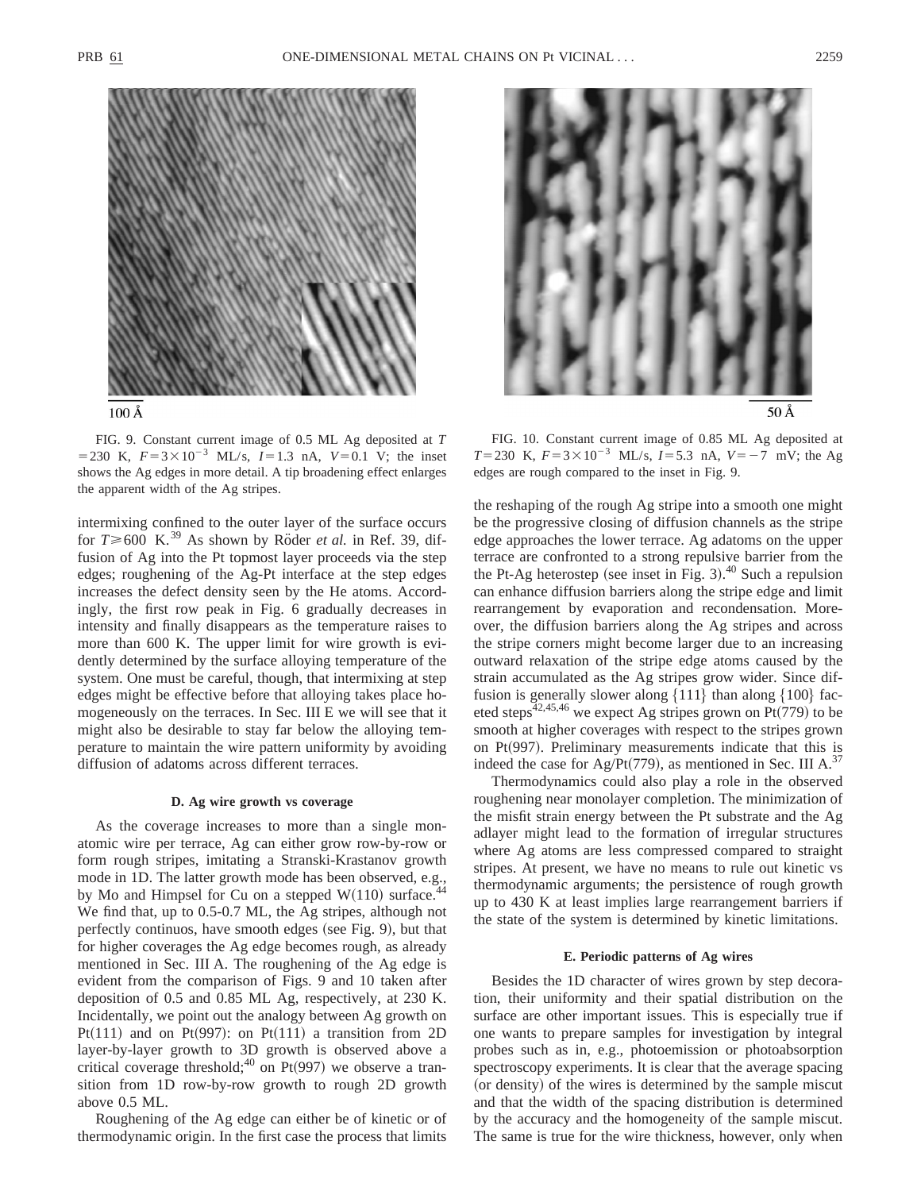FIG. 9. Constant current image of 0.5 ML Ag deposited at $T = 230$ K, $F = 3\times10^{-3}$ ML/s, $I = 1.3$ nA, $V = 0.1$ V; the inset shows the Ag edges in more detail. A tip broadening effect enlarges the apparent width of the Ag stripes.

FIG. 10. Constant current image of 0.85 ML Ag deposited at $T = 230$ K, $F = 3\times10^{-3}$ ML/s, $I = 5.3$ nA, $V = -7$ mV; the Ag edges are rough compared to the inset in Fig. 9.

intermixing confined to the outer layer of the surface occurs for $T \geq 600$ K.[39] As shown by Röder *et al.* in Ref. 39, diffusion of Ag into the Pt topmost layer proceeds via the step edges; roughening of the Ag-Pt interface at the step edges increases the defect density seen by the He atoms. Accordingly, the first row peak in Fig. 6 gradually decreases in intensity and finally disappears as the temperature raises to more than 600 K. The upper limit for wire growth is evidently determined by the surface alloying temperature of the system. One must be careful, though, that intermixing at step edges might be effective before that alloying takes place homogeneously on the terraces. In Sec. III E we will see that it might also be desirable to stay far below the alloying temperature to maintain the wire pattern uniformity by avoiding diffusion of adatoms across different terraces.

#### D. Ag wire growth vs coverage

As the coverage increases to more than a single monatomic wire per terrace, Ag can either grow row-by-row or form rough stripes, imitating a Stranski-Krastanov growth mode in 1D. The latter growth mode has been observed, e.g., by Mo and Himpsel for Cu on a stepped W(110) surface.[44] We find that, up to 0.5-0.7 ML, the Ag stripes, although not perfectly continuos, have smooth edges (see Fig. 9), but that for higher coverages the Ag edge becomes rough, as already mentioned in Sec. III A. The roughening of the Ag edge is evident from the comparison of Figs. 9 and 10 taken after deposition of 0.5 and 0.85 ML Ag, respectively, at 230 K. Incidentally, we point out the analogy between Ag growth on Pt(111) and on Pt(997): on Pt(111) a transition from 2D layer-by-layer growth to 3D growth is observed above a critical coverage threshold;[40] on Pt(997) we observe a transition from 1D row-by-row growth to rough 2D growth above 0.5 ML.

Roughening of the Ag edge can either be of kinetic or of thermodynamic origin. In the first case the process that limits the reshaping of the rough Ag stripe into a smooth one might be the progressive closing of diffusion channels as the stripe edge approaches the lower terrace. Ag adatoms on the upper terrace are confronted to a strong repulsive barrier from the the Pt-Ag heterostep (see inset in Fig. 3).[40] Such a repulsion can enhance diffusion barriers along the stripe edge and limit rearrangement by evaporation and recondensation. Moreover, the diffusion barriers along the Ag stripes and across the stripe corners might become larger due to an increasing outward relaxation of the stripe edge atoms caused by the strain accumulated as the Ag stripes grow wider. Since diffusion is generally slower along {111} than along {100} faceted steps[42,45,46] we expect Ag stripes grown on Pt(779) to be smooth at higher coverages with respect to the stripes grown on Pt(997). Preliminary measurements indicate that this is indeed the case for Ag/Pt(779), as mentioned in Sec. III A.[37]

Thermodynamics could also play a role in the observed roughening near monolayer completion. The minimization of the misfit strain energy between the Pt substrate and the Ag adlayer might lead to the formation of irregular structures where Ag atoms are less compressed compared to straight stripes. At present, we have no means to rule out kinetic vs thermodynamic arguments; the persistence of rough growth up to 430 K at least implies large rearrangement barriers if the state of the system is determined by kinetic limitations.

#### E. Periodic patterns of Ag wires

Besides the 1D character of wires grown by step decoration, their uniformity and their spatial distribution on the surface are other important issues. This is especially true if one wants to prepare samples for investigation by integral probes such as in, e.g., photoemission or photoabsorption spectroscopy experiments. It is clear that the average spacing (or density) of the wires is determined by the sample miscut and that the width of the spacing distribution is determined by the accuracy and the homogeneity of the sample miscut. The same is true for the wire thickness, however, only when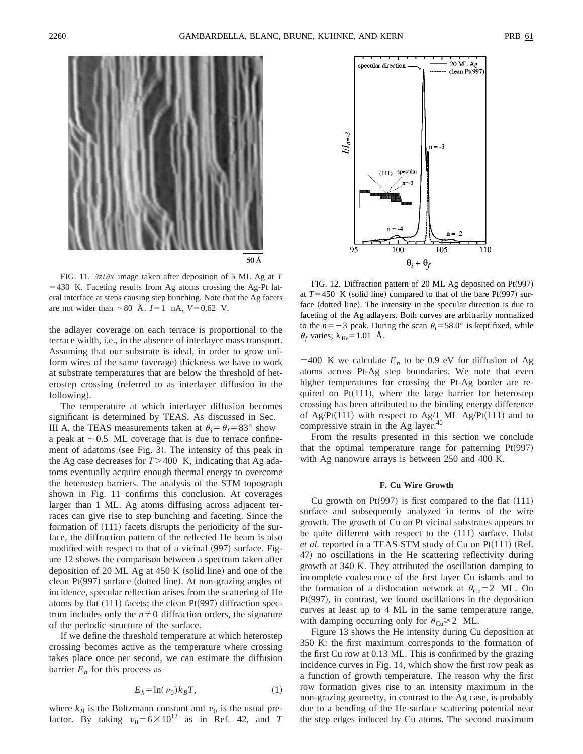FIG. 11. $\partial z/\partial x$ image taken after deposition of 5 ML Ag at $T = 430$ K. Faceting results from Ag atoms crossing the Ag-Pt lateral interface at steps causing step bunching. Note that the Ag facets are not wider than $\sim 80$ Å. $I = 1$ nA, $V = 0.62$ V.

FIG. 12. Diffraction pattern of 20 ML Ag deposited on Pt(997) at $T = 450$ K (solid line) compared to that of the bare Pt(997) surface (dotted line). The intensity in the specular direction is due to faceting of the Ag adlayers. Both curves are arbitrarily normalized to the $n = -3$ peak. During the scan $\theta_i = 58.0°$ is kept fixed, while $\theta_f$ varies; $\lambda_{He} = 1.01$ Å.

the adlayer coverage on each terrace is proportional to the terrace width, i.e., in the absence of interlayer mass transport. Assuming that our substrate is ideal, in order to grow uniform wires of the same (average) thickness we have to work at substrate temperatures that are below the threshold of heterostep crossing (referred to as interlayer diffusion in the following).

The temperature at which interlayer diffusion becomes significant is determined by TEAS. As discussed in Sec. III A, the TEAS measurements taken at $\theta_i = \theta_f = 83°$ show a peak at $\sim 0.5$ ML coverage that is due to terrace confinement of adatoms (see Fig. 3). The intensity of this peak in the Ag case decreases for $T > 400$ K, indicating that Ag adatoms eventually acquire enough thermal energy to overcome the heterostep barriers. The analysis of the STM topograph shown in Fig. 11 confirms this conclusion. At coverages larger than 1 ML, Ag atoms diffusing across adjacent terraces can give rise to step bunching and faceting. Since the formation of (111) facets disrupts the periodicity of the surface, the diffraction pattern of the reflected He beam is also modified with respect to that of a vicinal (997) surface. Figure 12 shows the comparison between a spectrum taken after deposition of 20 ML Ag at 450 K (solid line) and one of the clean Pt(997) surface (dotted line). At non-grazing angles of incidence, specular reflection arises from the scattering of He atoms by flat (111) facets; the clean Pt(997) diffraction spectrum includes only the $n \neq 0$ diffraction orders, the signature of the periodic structure of the surface.

If we define the threshold temperature at which heterostep crossing becomes active as the temperature where crossing takes place once per second, we can estimate the diffusion barrier $E_h$ for this process as

$$E_h = \ln(\nu_0) k_B T, \tag{1}$$

where $k_B$ is the Boltzmann constant and $\nu_0$ is the usual prefactor. By taking $\nu_0 = 6 \times 10^{12}$ as in Ref. 42, and $T = 400$ K we calculate $E_h$ to be 0.9 eV for diffusion of Ag atoms across Pt-Ag step boundaries. We note that even higher temperatures for crossing the Pt-Ag border are required on Pt(111), where the large barrier for heterostep crossing has been attributed to the binding energy difference of Ag/Pt(111) with respect to Ag/1 ML Ag/Pt(111) and to compressive strain in the Ag layer.[40]

From the results presented in this section we conclude that the optimal temperature range for patterning Pt(997) with Ag nanowire arrays is between 250 and 400 K.

### F. Cu Wire Growth

Cu growth on Pt(997) is first compared to the flat (111) surface and subsequently analyzed in terms of the wire growth. The growth of Cu on Pt vicinal substrates appears to be quite different with respect to the (111) surface. Holst *et al.* reported in a TEAS-STM study of Cu on Pt(111) (Ref. 47) no oscillations in the He scattering reflectivity during growth at 340 K. They attributed the oscillation damping to incomplete coalescence of the first layer Cu islands and to the formation of a dislocation network at $\theta_{Cu} = 2$ ML. On Pt(997), in contrast, we found oscillations in the deposition curves at least up to 4 ML in the same temperature range, with damping occurring only for $\theta_{Cu} \geq 2$ ML.

Figure 13 shows the He intensity during Cu deposition at 350 K: the first maximum corresponds to the formation of the first Cu row at 0.13 ML. This is confirmed by the grazing incidence curves in Fig. 14, which show the first row peak as a function of growth temperature. The reason why the first row formation gives rise to an intensity maximum in the non-grazing geometry, in contrast to the Ag case, is probably due to a bending of the He-surface scattering potential near the step edges induced by Cu atoms. The second maximum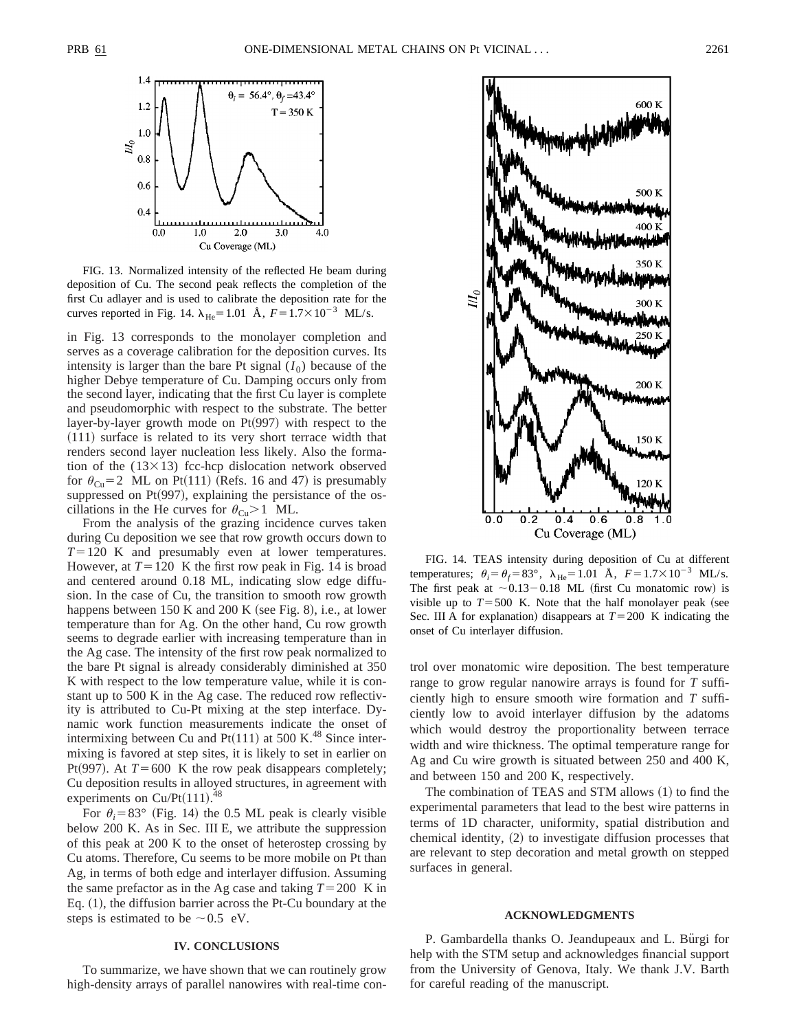FIG. 13. Normalized intensity of the reflected He beam during deposition of Cu. The second peak reflects the completion of the first Cu adlayer and is used to calibrate the deposition rate for the curves reported in Fig. 14. $\lambda_{He}=1.01$ Å, $F=1.7\times10^{-3}$ ML/s.

in Fig. 13 corresponds to the monolayer completion and serves as a coverage calibration for the deposition curves. Its intensity is larger than the bare Pt signal ($I_0$) because of the higher Debye temperature of Cu. Damping occurs only from the second layer, indicating that the first Cu layer is complete and pseudomorphic with respect to the substrate. The better layer-by-layer growth mode on Pt(997) with respect to the (111) surface is related to its very short terrace width that renders second layer nucleation less likely. Also the formation of the (13×13) fcc-hcp dislocation network observed for $\theta_{Cu}=2$ ML on Pt(111) (Refs. 16 and 47) is presumably suppressed on Pt(997), explaining the persistance of the oscillations in the He curves for $\theta_{Cu}>1$ ML.

From the analysis of the grazing incidence curves taken during Cu deposition we see that row growth occurs down to $T=120$ K and presumably even at lower temperatures. However, at $T=120$ K the first row peak in Fig. 14 is broad and centered around 0.18 ML, indicating slow edge diffusion. In the case of Cu, the transition to smooth row growth happens between 150 K and 200 K (see Fig. 8), i.e., at lower temperature than for Ag. On the other hand, Cu row growth seems to degrade earlier with increasing temperature than in the Ag case. The intensity of the first row peak normalized to the bare Pt signal is already considerably diminished at 350 K with respect to the low temperature value, while it is constant up to 500 K in the Ag case. The reduced row reflectivity is attributed to Cu-Pt mixing at the step interface. Dynamic work function measurements indicate the onset of intermixing between Cu and Pt(111) at 500 K.[48] Since intermixing is favored at step sites, it is likely to set in earlier on Pt(997). At $T=600$ K the row peak disappears completely; Cu deposition results in alloyed structures, in agreement with experiments on Cu/Pt(111).[48]

For $\theta_i=83°$ (Fig. 14) the 0.5 ML peak is clearly visible below 200 K. As in Sec. III E, we attribute the suppression of this peak at 200 K to the onset of heterostep crossing by Cu atoms. Therefore, Cu seems to be more mobile on Pt than Ag, in terms of both edge and interlayer diffusion. Assuming the same prefactor as in the Ag case and taking $T=200$ K in Eq. (1), the diffusion barrier across the Pt-Cu boundary at the steps is estimated to be ~0.5 eV.

## IV. CONCLUSIONS

To summarize, we have shown that we can routinely grow high-density arrays of parallel nanowires with real-time control over monatomic wire deposition. The best temperature range to grow regular nanowire arrays is found for $T$ sufficiently high to ensure smooth wire formation and $T$ sufficiently low to avoid interlayer diffusion by the adatoms which would destroy the proportionality between terrace width and wire thickness. The optimal temperature range for Ag and Cu wire growth is situated between 250 and 400 K, and between 150 and 200 K, respectively.

The combination of TEAS and STM allows (1) to find the experimental parameters that lead to the best wire patterns in terms of 1D character, uniformity, spatial distribution and chemical identity, (2) to investigate diffusion processes that are relevant to step decoration and metal growth on stepped surfaces in general.

FIG. 14. TEAS intensity during deposition of Cu at different temperatures; $\theta_i=\theta_f=83°$, $\lambda_{He}=1.01$ Å, $F=1.7\times10^{-3}$ ML/s. The first peak at ~0.13–0.18 ML (first Cu monatomic row) is visible up to $T=500$ K. Note that the half monolayer peak (see Sec. III A for explanation) disappears at $T=200$ K indicating the onset of Cu interlayer diffusion.

### ACKNOWLEDGMENTS

P. Gambardella thanks O. Jeandupeaux and L. Bürgi for help with the STM setup and acknowledges financial support from the University of Genova, Italy. We thank J.V. Barth for careful reading of the manuscript.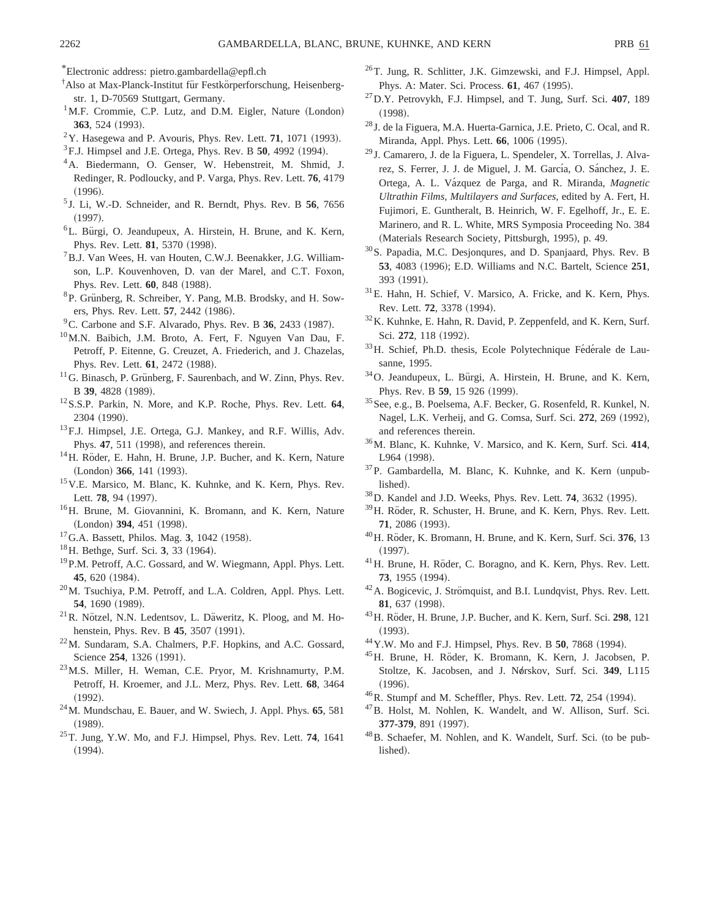*Electronic address: pietro.gambardella@epfl.ch

†Also at Max-Planck-Institut für Festkörperforschung, Heisenbergstr. 1, D-70569 Stuttgart, Germany.

[1] M.F. Crommie, C.P. Lutz, and D.M. Eigler, Nature (London) **363**, 524 (1993).

[2] Y. Hasegewa and P. Avouris, Phys. Rev. Lett. **71**, 1071 (1993).

[3] F.J. Himpsel and J.E. Ortega, Phys. Rev. B **50**, 4992 (1994).

[4] A. Biedermann, O. Genser, W. Hebenstreit, M. Shmid, J. Redinger, R. Podloucky, and P. Varga, Phys. Rev. Lett. **76**, 4179 (1996).

[5] J. Li, W.-D. Schneider, and R. Berndt, Phys. Rev. B **56**, 7656 (1997).

[6] L. Bürgi, O. Jeandupeux, A. Hirstein, H. Brune, and K. Kern, Phys. Rev. Lett. **81**, 5370 (1998).

[7] B.J. Van Wees, H. van Houten, C.W.J. Beenakker, J.G. Williamson, L.P. Kouvenhoven, D. van der Marel, and C.T. Foxon, Phys. Rev. Lett. **60**, 848 (1988).

[8] P. Grünberg, R. Schreiber, Y. Pang, M.B. Brodsky, and H. Sowers, Phys. Rev. Lett. **57**, 2442 (1986).

[9] C. Carbone and S.F. Alvarado, Phys. Rev. B **36**, 2433 (1987).

[10] M.N. Baibich, J.M. Broto, A. Fert, F. Nguyen Van Dau, F. Petroff, P. Eitenne, G. Creuzet, A. Friederich, and J. Chazelas, Phys. Rev. Lett. **61**, 2472 (1988).

[11] G. Binasch, P. Grünberg, F. Saurenbach, and W. Zinn, Phys. Rev. B **39**, 4828 (1989).

[12] S.S.P. Parkin, N. More, and K.P. Roche, Phys. Rev. Lett. **64**, 2304 (1990).

[13] F.J. Himpsel, J.E. Ortega, G.J. Mankey, and R.F. Willis, Adv. Phys. **47**, 511 (1998), and references therein.

[14] H. Röder, E. Hahn, H. Brune, J.P. Bucher, and K. Kern, Nature (London) **366**, 141 (1993).

[15] V.E. Marsico, M. Blanc, K. Kuhnke, and K. Kern, Phys. Rev. Lett. **78**, 94 (1997).

[16] H. Brune, M. Giovannini, K. Bromann, and K. Kern, Nature (London) **394**, 451 (1998).

[17] G.A. Bassett, Philos. Mag. **3**, 1042 (1958).

[18] H. Bethge, Surf. Sci. **3**, 33 (1964).

[19] P.M. Petroff, A.C. Gossard, and W. Wiegmann, Appl. Phys. Lett. **45**, 620 (1984).

[20] M. Tsuchiya, P.M. Petroff, and L.A. Coldren, Appl. Phys. Lett. **54**, 1690 (1989).

[21] R. Nötzel, N.N. Ledentsov, L. Däweritz, K. Ploog, and M. Hohenstein, Phys. Rev. B **45**, 3507 (1991).

[22] M. Sundaram, S.A. Chalmers, P.F. Hopkins, and A.C. Gossard, Science **254**, 1326 (1991).

[23] M.S. Miller, H. Weman, C.E. Pryor, M. Krishnamurty, P.M. Petroff, H. Kroemer, and J.L. Merz, Phys. Rev. Lett. **68**, 3464 (1992).

[24] M. Mundschau, E. Bauer, and W. Swiech, J. Appl. Phys. **65**, 581 (1989).

[25] T. Jung, Y.W. Mo, and F.J. Himpsel, Phys. Rev. Lett. **74**, 1641 (1994).

[26] T. Jung, R. Schlitter, J.K. Gimzewski, and F.J. Himpsel, Appl. Phys. A: Mater. Sci. Process. **61**, 467 (1995).

[27] D.Y. Petrovykh, F.J. Himpsel, and T. Jung, Surf. Sci. **407**, 189 (1998).

[28] J. de la Figuera, M.A. Huerta-Garnica, J.E. Prieto, C. Ocal, and R. Miranda, Appl. Phys. Lett. **66**, 1006 (1995).

[29] J. Camarero, J. de la Figuera, L. Spendeler, X. Torrellas, J. Alvarez, S. Ferrer, J. J. de Miguel, J. M. García, O. Sánchez, J. E. Ortega, A. L. Vázquez de Parga, and R. Miranda, *Magnetic Ultrathin Films, Multilayers and Surfaces*, edited by A. Fert, H. Fujimori, E. Guntheralt, B. Heinrich, W. F. Egelhoff, Jr., E. E. Marinero, and R. L. White, MRS Symposia Proceeding No. 384 (Materials Research Society, Pittsburgh, 1995), p. 49.

[30] S. Papadia, M.C. Desjonqures, and D. Spanjaard, Phys. Rev. B **53**, 4083 (1996); E.D. Williams and N.C. Bartelt, Science **251**, 393 (1991).

[31] E. Hahn, H. Schief, V. Marsico, A. Fricke, and K. Kern, Phys. Rev. Lett. **72**, 3378 (1994).

[32] K. Kuhnke, E. Hahn, R. David, P. Zeppenfeld, and K. Kern, Surf. Sci. **272**, 118 (1992).

[33] H. Schief, Ph.D. thesis, Ecole Polytechnique Fédérale de Lausanne, 1995.

[34] O. Jeandupeux, L. Bürgi, A. Hirstein, H. Brune, and K. Kern, Phys. Rev. B **59**, 15 926 (1999).

[35] See, e.g., B. Poelsema, A.F. Becker, G. Rosenfeld, R. Kunkel, N. Nagel, L.K. Verheij, and G. Comsa, Surf. Sci. **272**, 269 (1992), and references therein.

[36] M. Blanc, K. Kuhnke, V. Marsico, and K. Kern, Surf. Sci. **414**, L964 (1998).

[37] P. Gambardella, M. Blanc, K. Kuhnke, and K. Kern (unpublished).

[38] D. Kandel and J.D. Weeks, Phys. Rev. Lett. **74**, 3632 (1995).

[39] H. Röder, R. Schuster, H. Brune, and K. Kern, Phys. Rev. Lett. **71**, 2086 (1993).

[40] H. Röder, K. Bromann, H. Brune, and K. Kern, Surf. Sci. **376**, 13 (1997).

[41] H. Brune, H. Röder, C. Boragno, and K. Kern, Phys. Rev. Lett. **73**, 1955 (1994).

[42] A. Bogicevic, J. Strömquist, and B.I. Lundqvist, Phys. Rev. Lett. **81**, 637 (1998).

[43] H. Röder, H. Brune, J.P. Bucher, and K. Kern, Surf. Sci. **298**, 121 (1993).

[44] Y.W. Mo and F.J. Himpsel, Phys. Rev. B **50**, 7868 (1994).

[45] H. Brune, H. Röder, K. Bromann, K. Kern, J. Jacobsen, P. Stoltze, K. Jacobsen, and J. Nørskov, Surf. Sci. **349**, L115 (1996).

[46] R. Stumpf and M. Scheffler, Phys. Rev. Lett. **72**, 254 (1994).

[47] B. Holst, M. Nohlen, K. Wandelt, and W. Allison, Surf. Sci. **377-379**, 891 (1997).

[48] B. Schaefer, M. Nohlen, and K. Wandelt, Surf. Sci. (to be published).